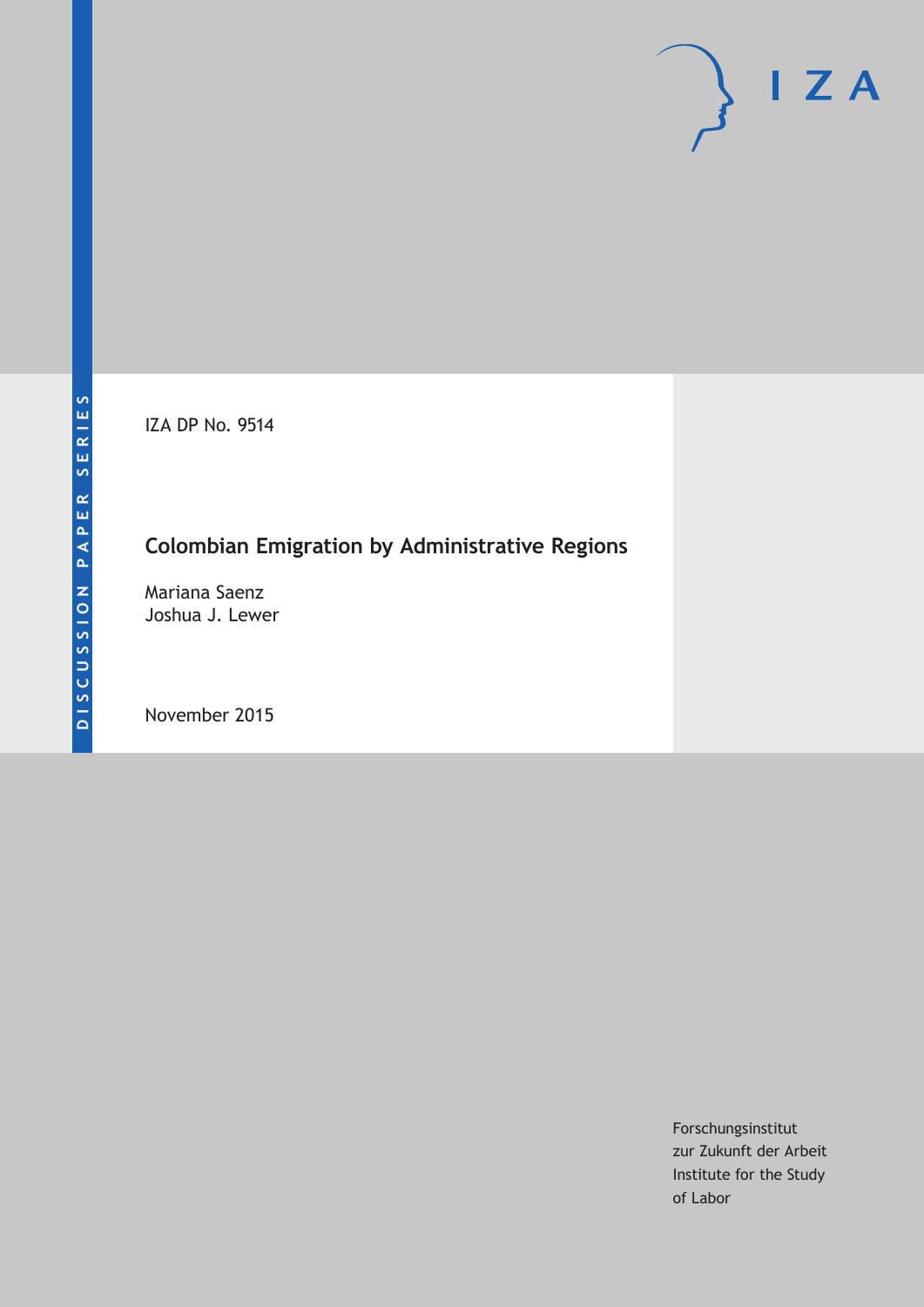DISCUSSION PAPER SERIES

IZA DP No. 9514

# Colombian Emigration by Administrative Regions

Mariana Saenz
Joshua J. Lewer

November 2015

Forschungsinstitut
zur Zukunft der Arbeit
Institute for the Study
of Labor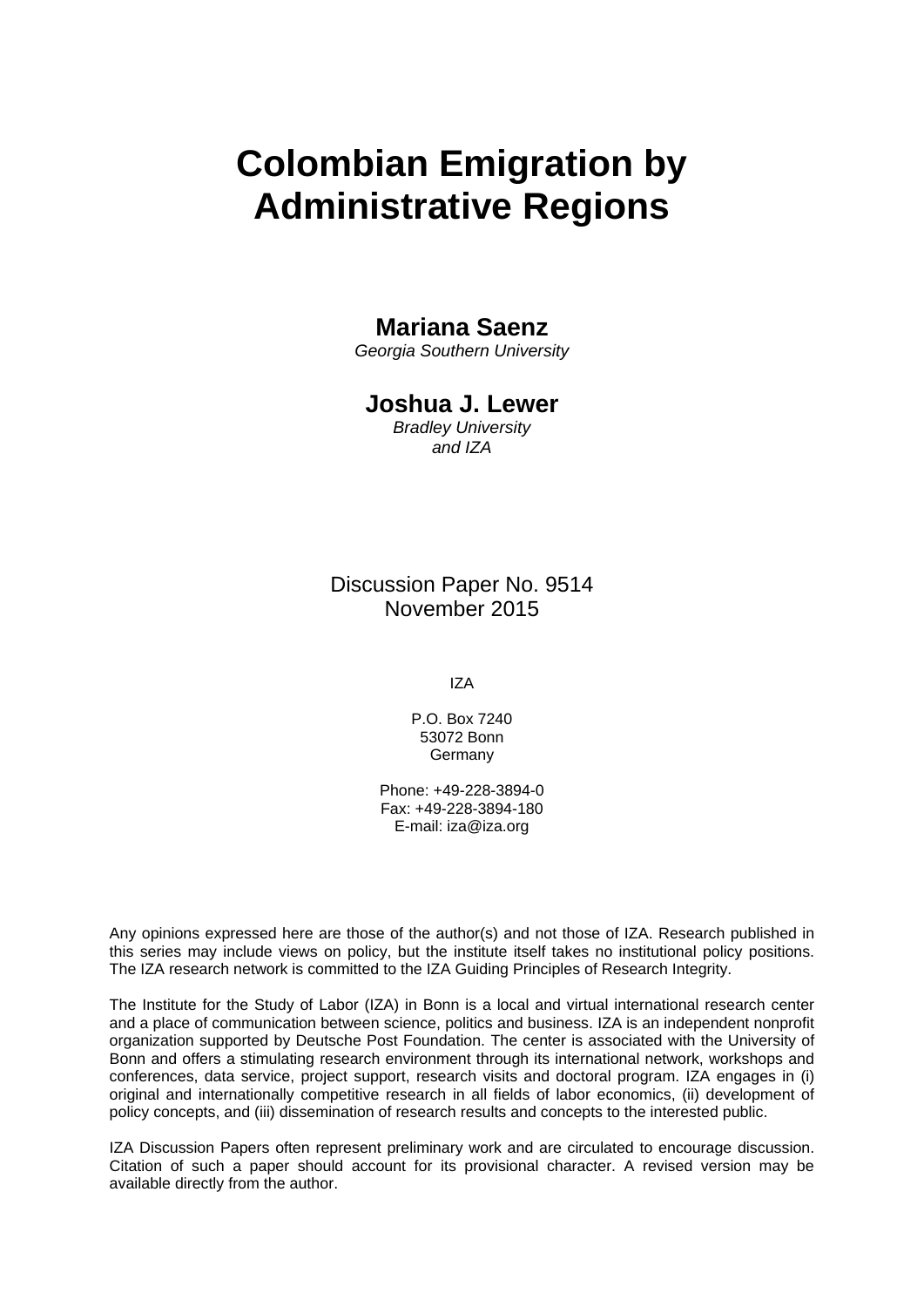# Colombian Emigration by Administrative Regions

**Mariana Saenz**
*Georgia Southern University*

**Joshua J. Lewer**
*Bradley University*
*and IZA*

Discussion Paper No. 9514
November 2015

IZA

P.O. Box 7240
53072 Bonn
Germany

Phone: +49-228-3894-0
Fax: +49-228-3894-180
E-mail: iza@iza.org

Any opinions expressed here are those of the author(s) and not those of IZA. Research published in this series may include views on policy, but the institute itself takes no institutional policy positions. The IZA research network is committed to the IZA Guiding Principles of Research Integrity.

The Institute for the Study of Labor (IZA) in Bonn is a local and virtual international research center and a place of communication between science, politics and business. IZA is an independent nonprofit organization supported by Deutsche Post Foundation. The center is associated with the University of Bonn and offers a stimulating research environment through its international network, workshops and conferences, data service, project support, research visits and doctoral program. IZA engages in (i) original and internationally competitive research in all fields of labor economics, (ii) development of policy concepts, and (iii) dissemination of research results and concepts to the interested public.

IZA Discussion Papers often represent preliminary work and are circulated to encourage discussion. Citation of such a paper should account for its provisional character. A revised version may be available directly from the author.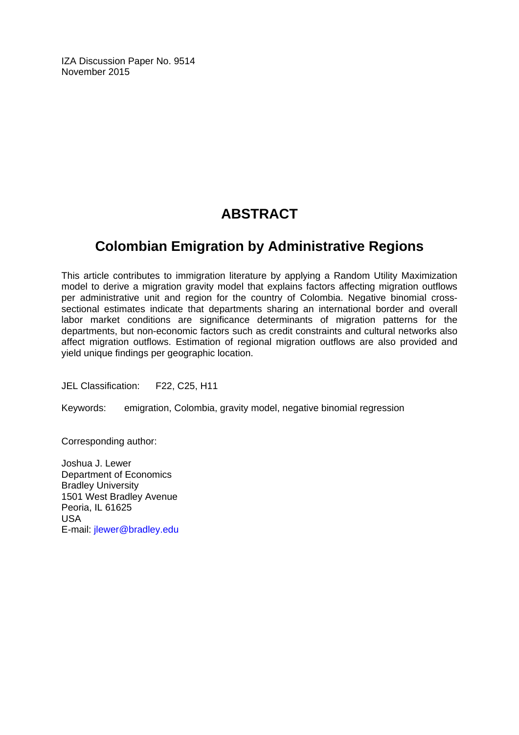IZA Discussion Paper No. 9514
November 2015

# ABSTRACT

## Colombian Emigration by Administrative Regions

This article contributes to immigration literature by applying a Random Utility Maximization model to derive a migration gravity model that explains factors affecting migration outflows per administrative unit and region for the country of Colombia. Negative binomial cross-sectional estimates indicate that departments sharing an international border and overall labor market conditions are significance determinants of migration patterns for the departments, but non-economic factors such as credit constraints and cultural networks also affect migration outflows. Estimation of regional migration outflows are also provided and yield unique findings per geographic location.

JEL Classification: F22, C25, H11

Keywords: emigration, Colombia, gravity model, negative binomial regression

Corresponding author:

Joshua J. Lewer
Department of Economics
Bradley University
1501 West Bradley Avenue
Peoria, IL 61625
USA
E-mail: jlewer@bradley.edu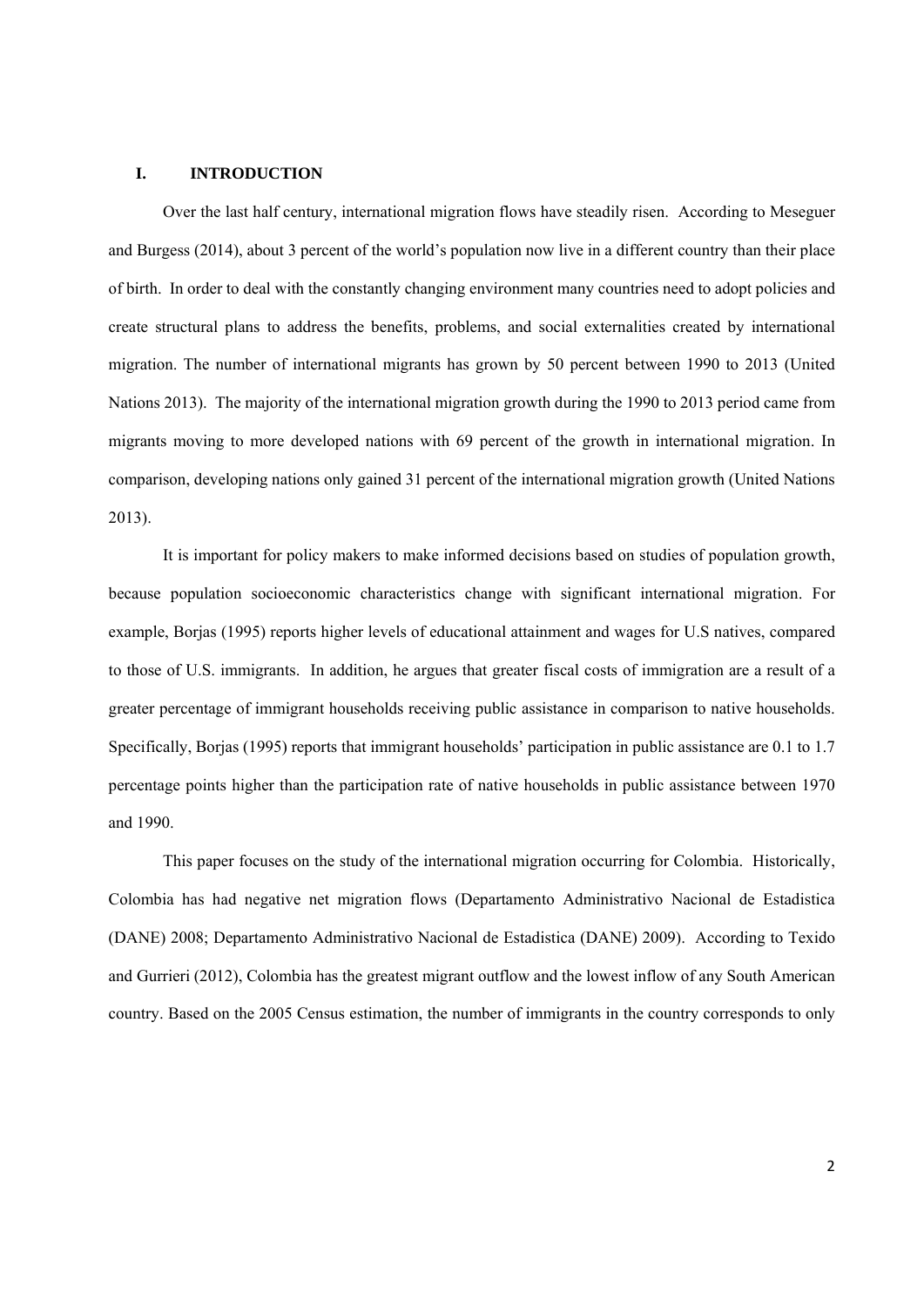## I. INTRODUCTION

Over the last half century, international migration flows have steadily risen. According to Meseguer and Burgess (2014), about 3 percent of the world's population now live in a different country than their place of birth. In order to deal with the constantly changing environment many countries need to adopt policies and create structural plans to address the benefits, problems, and social externalities created by international migration. The number of international migrants has grown by 50 percent between 1990 to 2013 (United Nations 2013). The majority of the international migration growth during the 1990 to 2013 period came from migrants moving to more developed nations with 69 percent of the growth in international migration. In comparison, developing nations only gained 31 percent of the international migration growth (United Nations 2013).

It is important for policy makers to make informed decisions based on studies of population growth, because population socioeconomic characteristics change with significant international migration. For example, Borjas (1995) reports higher levels of educational attainment and wages for U.S natives, compared to those of U.S. immigrants. In addition, he argues that greater fiscal costs of immigration are a result of a greater percentage of immigrant households receiving public assistance in comparison to native households. Specifically, Borjas (1995) reports that immigrant households' participation in public assistance are 0.1 to 1.7 percentage points higher than the participation rate of native households in public assistance between 1970 and 1990.

This paper focuses on the study of the international migration occurring for Colombia. Historically, Colombia has had negative net migration flows (Departamento Administrativo Nacional de Estadistica (DANE) 2008; Departamento Administrativo Nacional de Estadistica (DANE) 2009). According to Texido and Gurrieri (2012), Colombia has the greatest migrant outflow and the lowest inflow of any South American country. Based on the 2005 Census estimation, the number of immigrants in the country corresponds to only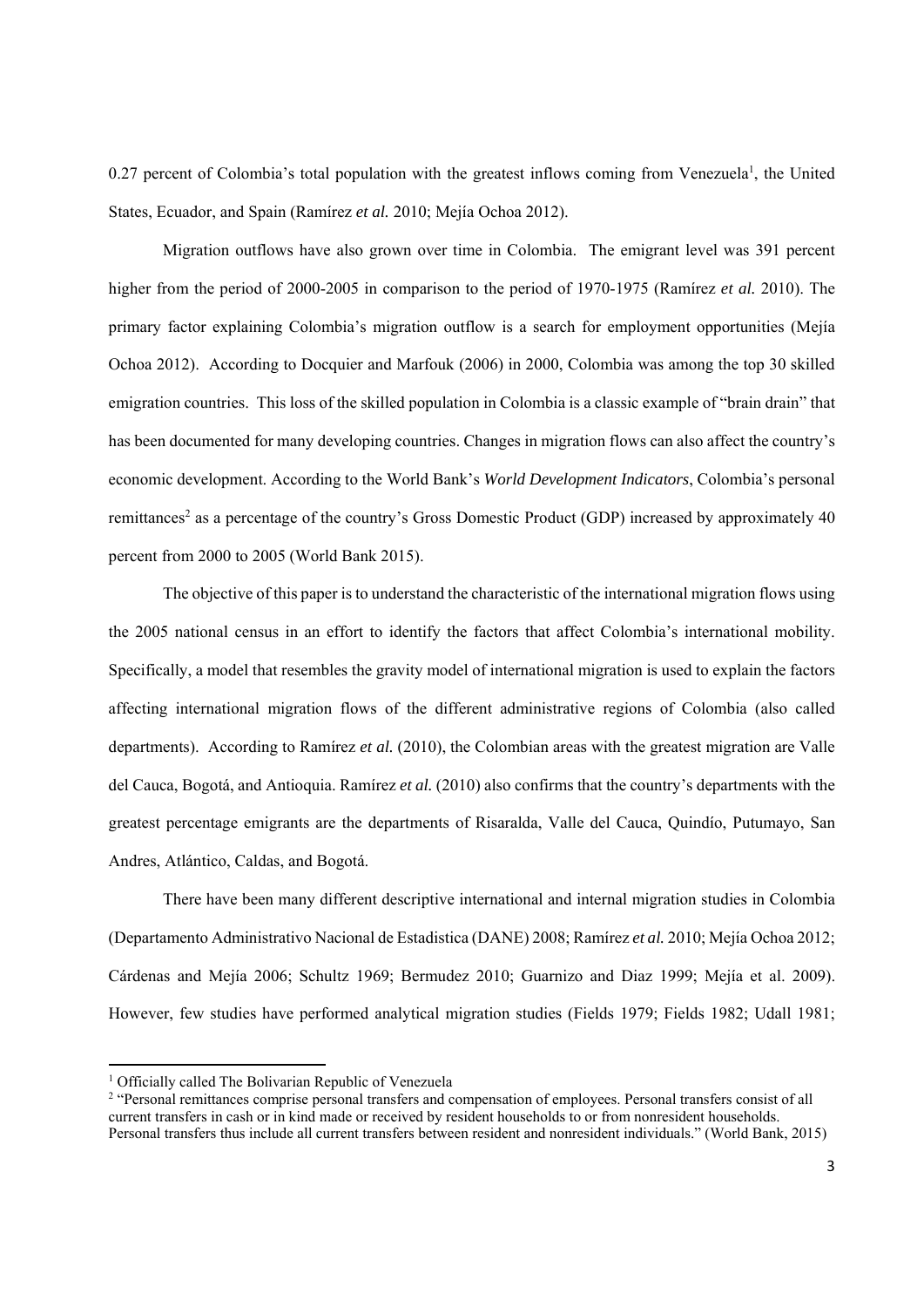0.27 percent of Colombia's total population with the greatest inflows coming from Venezuela[1], the United States, Ecuador, and Spain (Ramírez *et al.* 2010; Mejía Ochoa 2012).

Migration outflows have also grown over time in Colombia. The emigrant level was 391 percent higher from the period of 2000-2005 in comparison to the period of 1970-1975 (Ramírez *et al.* 2010). The primary factor explaining Colombia's migration outflow is a search for employment opportunities (Mejía Ochoa 2012). According to Docquier and Marfouk (2006) in 2000, Colombia was among the top 30 skilled emigration countries. This loss of the skilled population in Colombia is a classic example of "brain drain" that has been documented for many developing countries. Changes in migration flows can also affect the country's economic development. According to the World Bank's *World Development Indicators*, Colombia's personal remittances[2] as a percentage of the country's Gross Domestic Product (GDP) increased by approximately 40 percent from 2000 to 2005 (World Bank 2015).

The objective of this paper is to understand the characteristic of the international migration flows using the 2005 national census in an effort to identify the factors that affect Colombia's international mobility. Specifically, a model that resembles the gravity model of international migration is used to explain the factors affecting international migration flows of the different administrative regions of Colombia (also called departments). According to Ramírez *et al.* (2010), the Colombian areas with the greatest migration are Valle del Cauca, Bogotá, and Antioquia. Ramírez *et al.* (2010) also confirms that the country's departments with the greatest percentage emigrants are the departments of Risaralda, Valle del Cauca, Quindío, Putumayo, San Andres, Atlántico, Caldas, and Bogotá.

There have been many different descriptive international and internal migration studies in Colombia (Departamento Administrativo Nacional de Estadistica (DANE) 2008; Ramírez *et al.* 2010; Mejía Ochoa 2012; Cárdenas and Mejía 2006; Schultz 1969; Bermudez 2010; Guarnizo and Diaz 1999; Mejía et al. 2009). However, few studies have performed analytical migration studies (Fields 1979; Fields 1982; Udall 1981;

[1] Officially called The Bolivarian Republic of Venezuela

[2] "Personal remittances comprise personal transfers and compensation of employees. Personal transfers consist of all current transfers in cash or in kind made or received by resident households to or from nonresident households. Personal transfers thus include all current transfers between resident and nonresident individuals." (World Bank, 2015)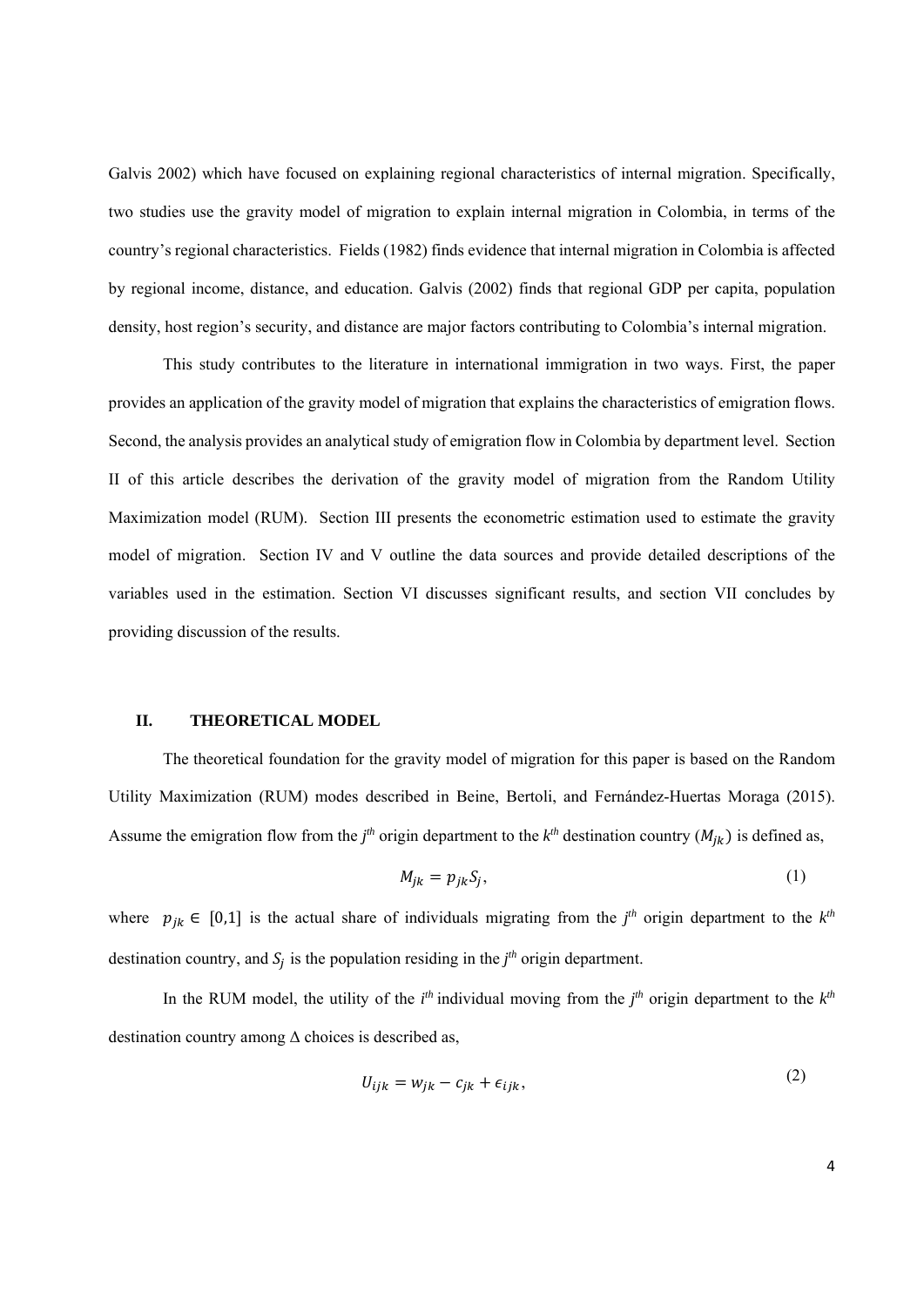Galvis 2002) which have focused on explaining regional characteristics of internal migration. Specifically, two studies use the gravity model of migration to explain internal migration in Colombia, in terms of the country's regional characteristics. Fields (1982) finds evidence that internal migration in Colombia is affected by regional income, distance, and education. Galvis (2002) finds that regional GDP per capita, population density, host region's security, and distance are major factors contributing to Colombia's internal migration.

This study contributes to the literature in international immigration in two ways. First, the paper provides an application of the gravity model of migration that explains the characteristics of emigration flows. Second, the analysis provides an analytical study of emigration flow in Colombia by department level. Section II of this article describes the derivation of the gravity model of migration from the Random Utility Maximization model (RUM). Section III presents the econometric estimation used to estimate the gravity model of migration. Section IV and V outline the data sources and provide detailed descriptions of the variables used in the estimation. Section VI discusses significant results, and section VII concludes by providing discussion of the results.

## II. THEORETICAL MODEL

The theoretical foundation for the gravity model of migration for this paper is based on the Random Utility Maximization (RUM) modes described in Beine, Bertoli, and Fernández-Huertas Moraga (2015). Assume the emigration flow from the $j^{th}$ origin department to the $k^{th}$ destination country ($M_{jk}$) is defined as,

$$M_{jk} = p_{jk} S_j, \tag{1}$$

where $p_{jk} \in [0,1]$ is the actual share of individuals migrating from the $j^{th}$ origin department to the $k^{th}$ destination country, and $S_j$ is the population residing in the $j^{th}$ origin department.

In the RUM model, the utility of the $i^{th}$ individual moving from the $j^{th}$ origin department to the $k^{th}$ destination country among $\Delta$ choices is described as,

$$U_{ijk} = w_{jk} - c_{jk} + \epsilon_{ijk}, \tag{2}$$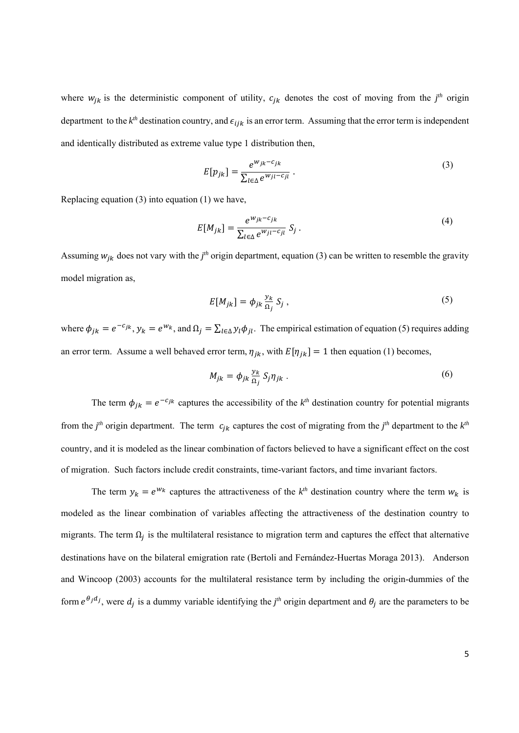where $w_{jk}$ is the deterministic component of utility, $c_{jk}$ denotes the cost of moving from the $j^{th}$ origin department to the $k^{th}$ destination country, and $\epsilon_{ijk}$ is an error term. Assuming that the error term is independent and identically distributed as extreme value type 1 distribution then,

$$E[p_{jk}] = \frac{e^{w_{jk} - c_{jk}}}{\sum_{l \in \Delta} e^{w_{jl} - c_{jl}}} \ . \tag{3}$$

Replacing equation (3) into equation (1) we have,

$$E[M_{jk}] = \frac{e^{w_{jk} - c_{jk}}}{\sum_{l \in \Delta} e^{w_{jl} - c_{jl}}} \ S_j \ . \tag{4}$$

Assuming $w_{jk}$ does not vary with the $j^{th}$ origin department, equation (3) can be written to resemble the gravity model migration as,

$$E[M_{jk}] = \phi_{jk} \frac{y_k}{\Omega_j} S_j \ , \tag{5}$$

where $\phi_{jk} = e^{-c_{jk}}$, $y_k = e^{w_k}$, and $\Omega_j = \sum_{l \in \Delta} y_l \phi_{jl}$. The empirical estimation of equation (5) requires adding an error term. Assume a well behaved error term, $\eta_{jk}$, with $E[\eta_{jk}] = 1$ then equation (1) becomes,

$$M_{jk} = \phi_{jk} \frac{y_k}{\Omega_j} S_j \eta_{jk} \ . \tag{6}$$

The term $\phi_{jk} = e^{-c_{jk}}$ captures the accessibility of the $k^{th}$ destination country for potential migrants from the $j^{th}$ origin department. The term $c_{jk}$ captures the cost of migrating from the $j^{th}$ department to the $k^{th}$ country, and it is modeled as the linear combination of factors believed to have a significant effect on the cost of migration. Such factors include credit constraints, time-variant factors, and time invariant factors.

The term $y_k = e^{w_k}$ captures the attractiveness of the $k^{th}$ destination country where the term $w_k$ is modeled as the linear combination of variables affecting the attractiveness of the destination country to migrants. The term $\Omega_j$ is the multilateral resistance to migration term and captures the effect that alternative destinations have on the bilateral emigration rate (Bertoli and Fernández-Huertas Moraga 2013). Anderson and Wincoop (2003) accounts for the multilateral resistance term by including the origin-dummies of the form $e^{\theta_j d_j}$, were $d_j$ is a dummy variable identifying the $j^{th}$ origin department and $\theta_j$ are the parameters to be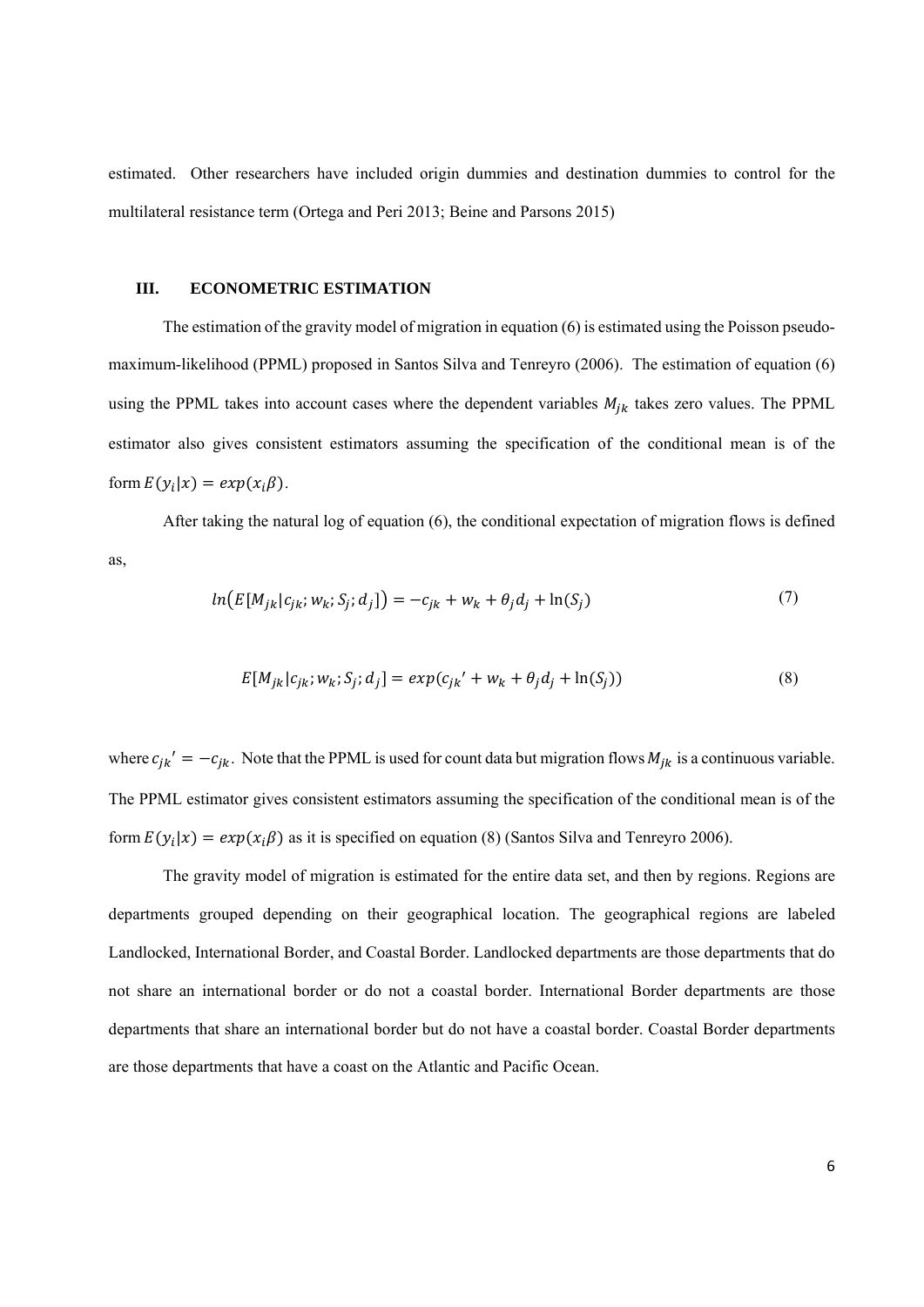estimated. Other researchers have included origin dummies and destination dummies to control for the multilateral resistance term (Ortega and Peri 2013; Beine and Parsons 2015)

## III. ECONOMETRIC ESTIMATION

The estimation of the gravity model of migration in equation (6) is estimated using the Poisson pseudo-maximum-likelihood (PPML) proposed in Santos Silva and Tenreyro (2006). The estimation of equation (6) using the PPML takes into account cases where the dependent variables $M_{jk}$ takes zero values. The PPML estimator also gives consistent estimators assuming the specification of the conditional mean is of the form $E(y_i|x) = exp(x_i\beta)$.

After taking the natural log of equation (6), the conditional expectation of migration flows is defined as,

$$ln\big(E[M_{jk}|c_{jk}; w_k; S_j; d_j]\big) = -c_{jk} + w_k + \theta_j d_j + \ln(S_j) \tag{7}$$

$$E[M_{jk}|c_{jk}; w_k; S_j; d_j] = exp(c_{jk}' + w_k + \theta_j d_j + \ln(S_j)) \tag{8}$$

where $c_{jk}' = -c_{jk}$. Note that the PPML is used for count data but migration flows $M_{jk}$ is a continuous variable. The PPML estimator gives consistent estimators assuming the specification of the conditional mean is of the form $E(y_i|x) = exp(x_i\beta)$ as it is specified on equation (8) (Santos Silva and Tenreyro 2006).

The gravity model of migration is estimated for the entire data set, and then by regions. Regions are departments grouped depending on their geographical location. The geographical regions are labeled Landlocked, International Border, and Coastal Border. Landlocked departments are those departments that do not share an international border or do not a coastal border. International Border departments are those departments that share an international border but do not have a coastal border. Coastal Border departments are those departments that have a coast on the Atlantic and Pacific Ocean.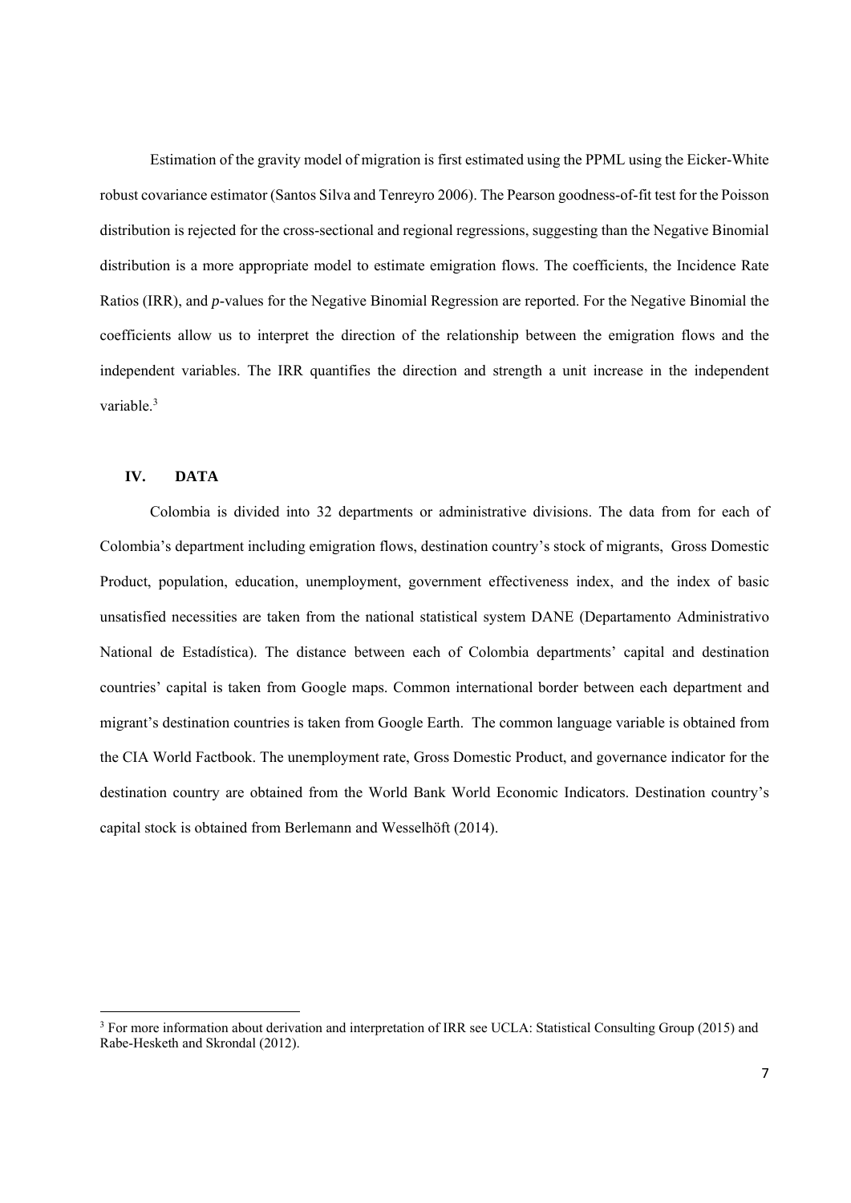Estimation of the gravity model of migration is first estimated using the PPML using the Eicker-White robust covariance estimator (Santos Silva and Tenreyro 2006). The Pearson goodness-of-fit test for the Poisson distribution is rejected for the cross-sectional and regional regressions, suggesting than the Negative Binomial distribution is a more appropriate model to estimate emigration flows. The coefficients, the Incidence Rate Ratios (IRR), and *p*-values for the Negative Binomial Regression are reported. For the Negative Binomial the coefficients allow us to interpret the direction of the relationship between the emigration flows and the independent variables. The IRR quantifies the direction and strength a unit increase in the independent variable.[3]

## IV. DATA

Colombia is divided into 32 departments or administrative divisions. The data from for each of Colombia's department including emigration flows, destination country's stock of migrants, Gross Domestic Product, population, education, unemployment, government effectiveness index, and the index of basic unsatisfied necessities are taken from the national statistical system DANE (Departamento Administrativo National de Estadística). The distance between each of Colombia departments' capital and destination countries' capital is taken from Google maps. Common international border between each department and migrant's destination countries is taken from Google Earth. The common language variable is obtained from the CIA World Factbook. The unemployment rate, Gross Domestic Product, and governance indicator for the destination country are obtained from the World Bank World Economic Indicators. Destination country's capital stock is obtained from Berlemann and Wesselhöft (2014).

[3] For more information about derivation and interpretation of IRR see UCLA: Statistical Consulting Group (2015) and Rabe-Hesketh and Skrondal (2012).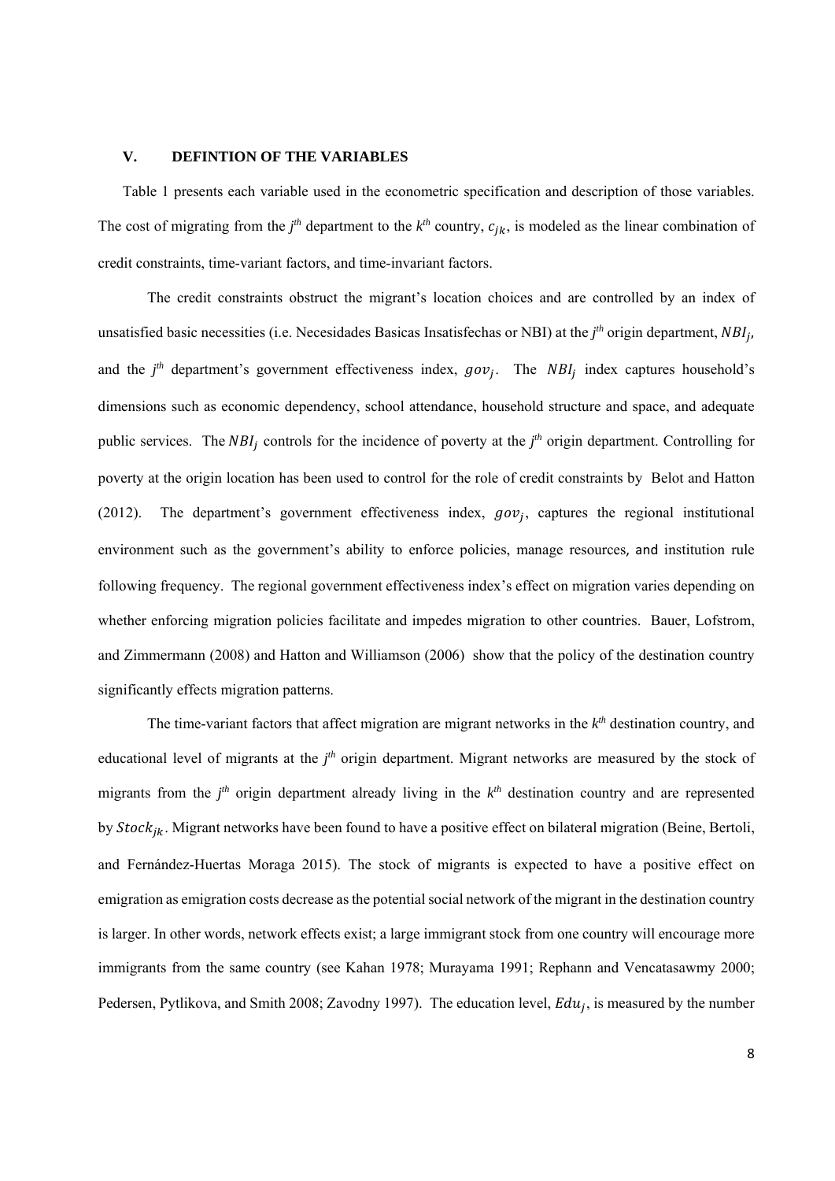## V. DEFINTION OF THE VARIABLES

Table 1 presents each variable used in the econometric specification and description of those variables. The cost of migrating from the $j^{th}$ department to the $k^{th}$ country, $c_{jk}$, is modeled as the linear combination of credit constraints, time-variant factors, and time-invariant factors.

The credit constraints obstruct the migrant's location choices and are controlled by an index of unsatisfied basic necessities (i.e. Necesidades Basicas Insatisfechas or NBI) at the $j^{th}$ origin department, $NBI_j$, and the $j^{th}$ department's government effectiveness index, $gov_j$. The $NBI_j$ index captures household's dimensions such as economic dependency, school attendance, household structure and space, and adequate public services. The $NBI_j$ controls for the incidence of poverty at the $j^{th}$ origin department. Controlling for poverty at the origin location has been used to control for the role of credit constraints by Belot and Hatton (2012). The department's government effectiveness index, $gov_j$, captures the regional institutional environment such as the government's ability to enforce policies, manage resources, and institution rule following frequency. The regional government effectiveness index's effect on migration varies depending on whether enforcing migration policies facilitate and impedes migration to other countries. Bauer, Lofstrom, and Zimmermann (2008) and Hatton and Williamson (2006) show that the policy of the destination country significantly effects migration patterns.

The time-variant factors that affect migration are migrant networks in the $k^{th}$ destination country, and educational level of migrants at the $j^{th}$ origin department. Migrant networks are measured by the stock of migrants from the $j^{th}$ origin department already living in the $k^{th}$ destination country and are represented by $Stock_{jk}$. Migrant networks have been found to have a positive effect on bilateral migration (Beine, Bertoli, and Fernández-Huertas Moraga 2015). The stock of migrants is expected to have a positive effect on emigration as emigration costs decrease as the potential social network of the migrant in the destination country is larger. In other words, network effects exist; a large immigrant stock from one country will encourage more immigrants from the same country (see Kahan 1978; Murayama 1991; Rephann and Vencatasawmy 2000; Pedersen, Pytlikova, and Smith 2008; Zavodny 1997). The education level, $Edu_j$, is measured by the number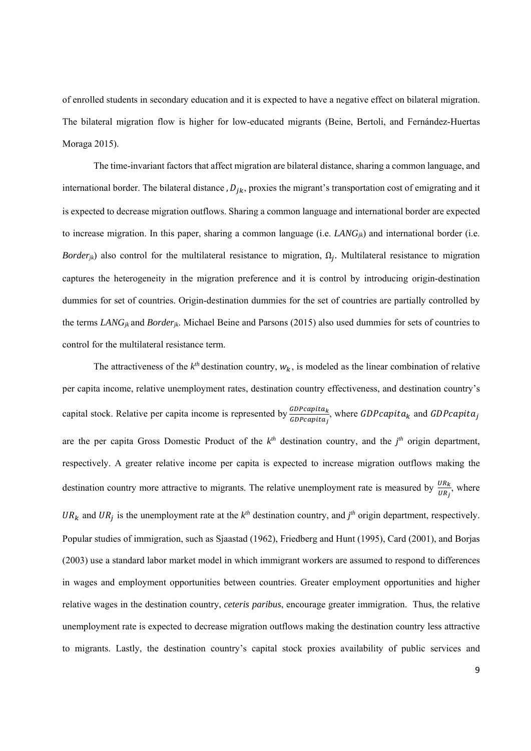of enrolled students in secondary education and it is expected to have a negative effect on bilateral migration. The bilateral migration flow is higher for low-educated migrants (Beine, Bertoli, and Fernández-Huertas Moraga 2015).

The time-invariant factors that affect migration are bilateral distance, sharing a common language, and international border. The bilateral distance , $D_{jk}$, proxies the migrant's transportation cost of emigrating and it is expected to decrease migration outflows. Sharing a common language and international border are expected to increase migration. In this paper, sharing a common language (i.e. $LANG_{jk}$) and international border (i.e. $Border_{jk}$) also control for the multilateral resistance to migration, $\Omega_j$. Multilateral resistance to migration captures the heterogeneity in the migration preference and it is control by introducing origin-destination dummies for set of countries. Origin-destination dummies for the set of countries are partially controlled by the terms $LANG_{jk}$ and $Border_{jk}$. Michael Beine and Parsons (2015) also used dummies for sets of countries to control for the multilateral resistance term.

The attractiveness of the $k^{th}$ destination country, $w_k$, is modeled as the linear combination of relative per capita income, relative unemployment rates, destination country effectiveness, and destination country's capital stock. Relative per capita income is represented by $\frac{GDPcapita_k}{GDPcapita_j}$, where $GDPcapita_k$ and $GDPcapita_j$ are the per capita Gross Domestic Product of the $k^{th}$ destination country, and the $j^{th}$ origin department, respectively. A greater relative income per capita is expected to increase migration outflows making the destination country more attractive to migrants. The relative unemployment rate is measured by $\frac{UR_k}{UR_j}$, where $UR_k$ and $UR_j$ is the unemployment rate at the $k^{th}$ destination country, and $j^{th}$ origin department, respectively. Popular studies of immigration, such as Sjaastad (1962), Friedberg and Hunt (1995), Card (2001), and Borjas (2003) use a standard labor market model in which immigrant workers are assumed to respond to differences in wages and employment opportunities between countries. Greater employment opportunities and higher relative wages in the destination country, *ceteris paribus*, encourage greater immigration. Thus, the relative unemployment rate is expected to decrease migration outflows making the destination country less attractive to migrants. Lastly, the destination country's capital stock proxies availability of public services and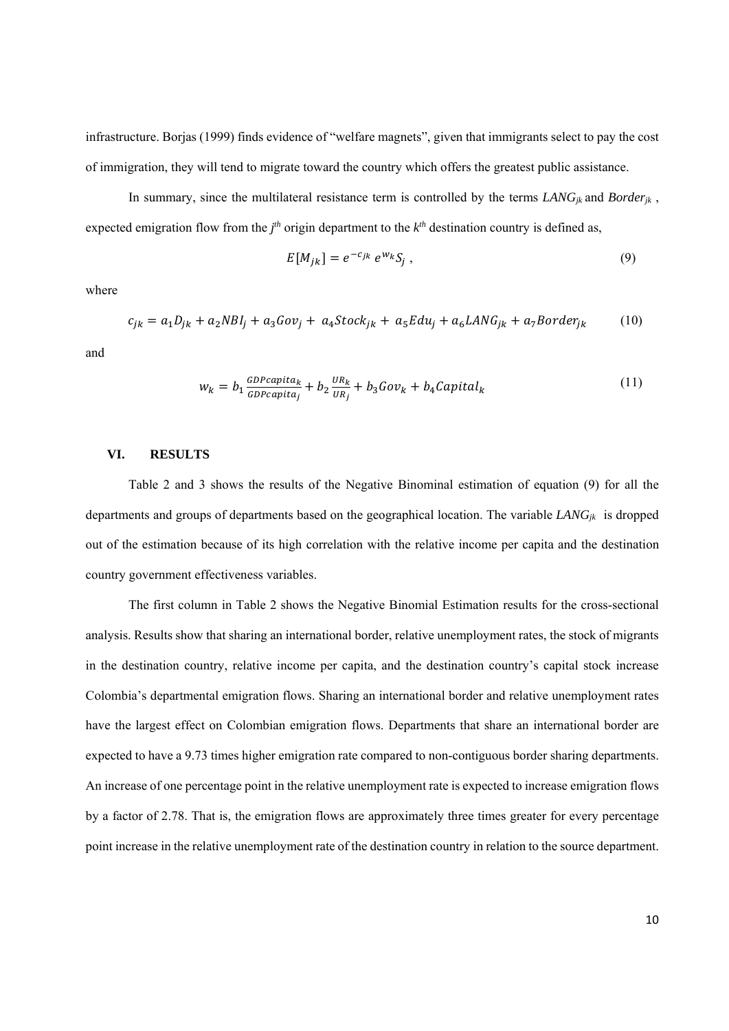infrastructure. Borjas (1999) finds evidence of "welfare magnets", given that immigrants select to pay the cost of immigration, they will tend to migrate toward the country which offers the greatest public assistance.

In summary, since the multilateral resistance term is controlled by the terms $LANG_{jk}$ and $Border_{jk}$, expected emigration flow from the $j^{th}$ origin department to the $k^{th}$ destination country is defined as,

$$E[M_{jk}] = e^{-c_{jk}}\, e^{w_k} S_j \ , \tag{9}$$

where

$$c_{jk} = a_1 D_{jk} + a_2 NBI_j + a_3 Gov_j + a_4 Stock_{jk} + a_5 Edu_j + a_6 LANG_{jk} + a_7 Border_{jk} \tag{10}$$

and

$$w_k = b_1 \frac{GDPcapita_k}{GDPcapita_j} + b_2 \frac{UR_k}{UR_j} + b_3 Gov_k + b_4 Capital_k \tag{11}$$

## VI. RESULTS

Table 2 and 3 shows the results of the Negative Binominal estimation of equation (9) for all the departments and groups of departments based on the geographical location. The variable $LANG_{jk}$ is dropped out of the estimation because of its high correlation with the relative income per capita and the destination country government effectiveness variables.

The first column in Table 2 shows the Negative Binomial Estimation results for the cross-sectional analysis. Results show that sharing an international border, relative unemployment rates, the stock of migrants in the destination country, relative income per capita, and the destination country's capital stock increase Colombia's departmental emigration flows. Sharing an international border and relative unemployment rates have the largest effect on Colombian emigration flows. Departments that share an international border are expected to have a 9.73 times higher emigration rate compared to non-contiguous border sharing departments. An increase of one percentage point in the relative unemployment rate is expected to increase emigration flows by a factor of 2.78. That is, the emigration flows are approximately three times greater for every percentage point increase in the relative unemployment rate of the destination country in relation to the source department.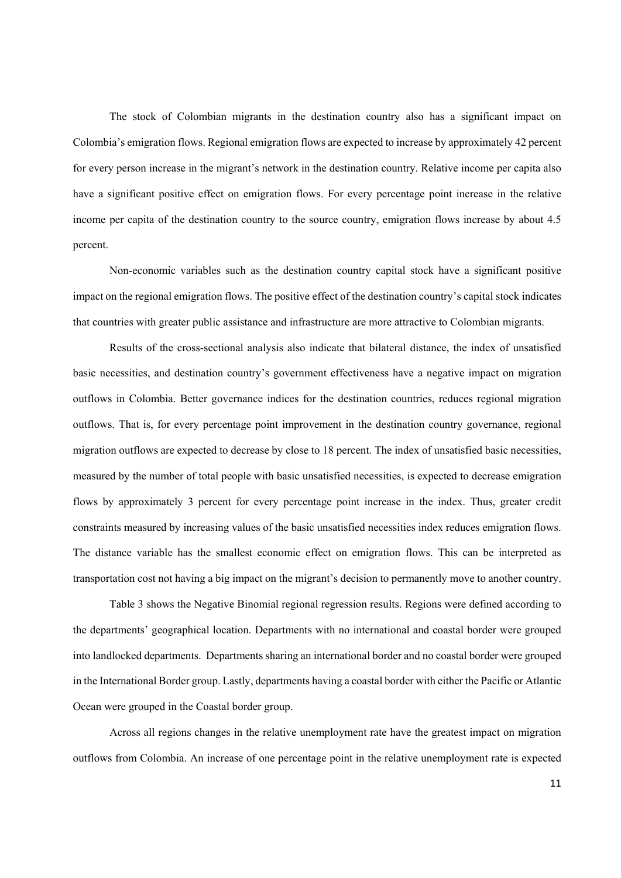The stock of Colombian migrants in the destination country also has a significant impact on Colombia's emigration flows. Regional emigration flows are expected to increase by approximately 42 percent for every person increase in the migrant's network in the destination country. Relative income per capita also have a significant positive effect on emigration flows. For every percentage point increase in the relative income per capita of the destination country to the source country, emigration flows increase by about 4.5 percent.

Non-economic variables such as the destination country capital stock have a significant positive impact on the regional emigration flows. The positive effect of the destination country's capital stock indicates that countries with greater public assistance and infrastructure are more attractive to Colombian migrants.

Results of the cross-sectional analysis also indicate that bilateral distance, the index of unsatisfied basic necessities, and destination country's government effectiveness have a negative impact on migration outflows in Colombia. Better governance indices for the destination countries, reduces regional migration outflows. That is, for every percentage point improvement in the destination country governance, regional migration outflows are expected to decrease by close to 18 percent. The index of unsatisfied basic necessities, measured by the number of total people with basic unsatisfied necessities, is expected to decrease emigration flows by approximately 3 percent for every percentage point increase in the index. Thus, greater credit constraints measured by increasing values of the basic unsatisfied necessities index reduces emigration flows. The distance variable has the smallest economic effect on emigration flows. This can be interpreted as transportation cost not having a big impact on the migrant's decision to permanently move to another country.

Table 3 shows the Negative Binomial regional regression results. Regions were defined according to the departments' geographical location. Departments with no international and coastal border were grouped into landlocked departments. Departments sharing an international border and no coastal border were grouped in the International Border group. Lastly, departments having a coastal border with either the Pacific or Atlantic Ocean were grouped in the Coastal border group.

Across all regions changes in the relative unemployment rate have the greatest impact on migration outflows from Colombia. An increase of one percentage point in the relative unemployment rate is expected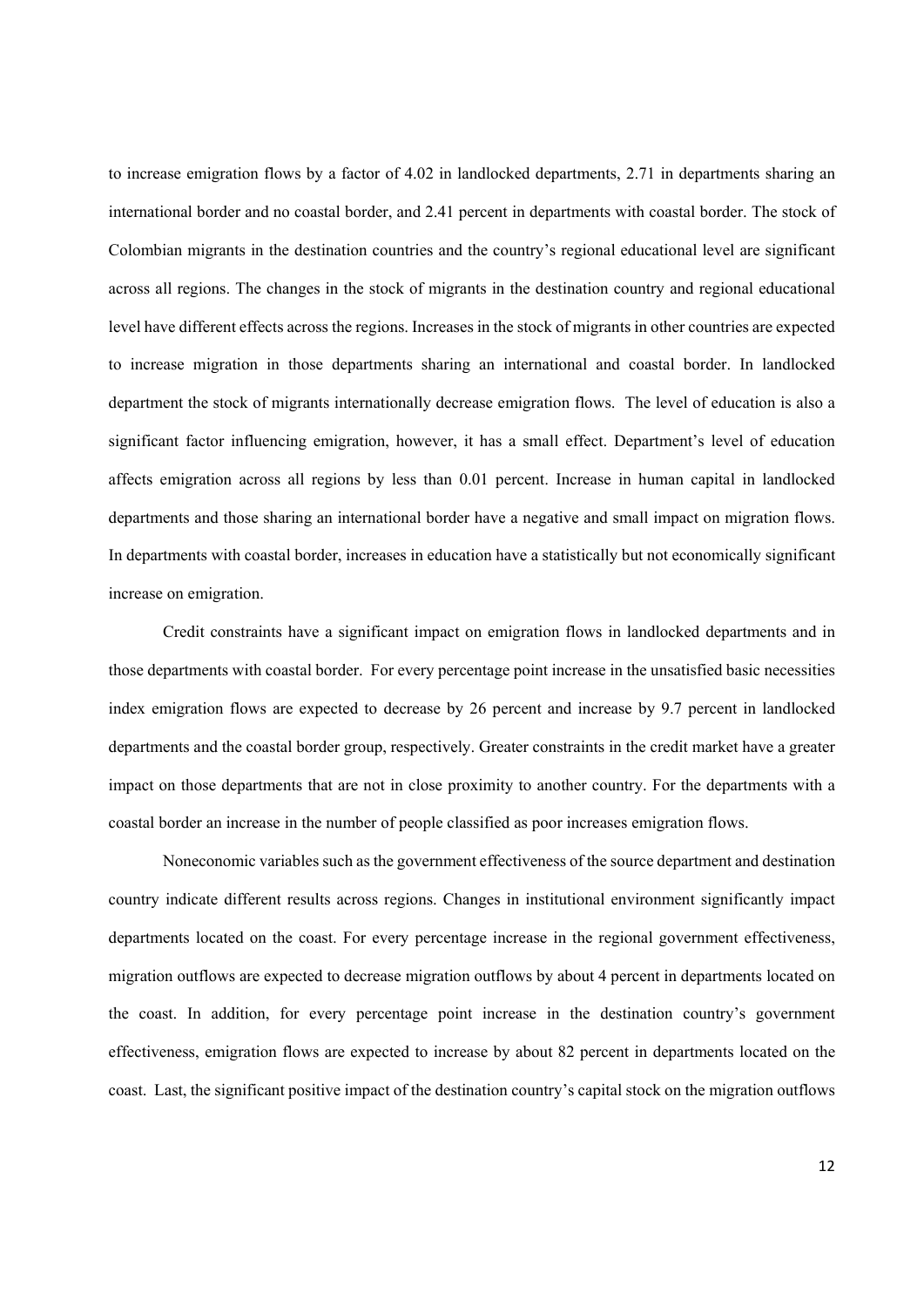to increase emigration flows by a factor of 4.02 in landlocked departments, 2.71 in departments sharing an international border and no coastal border, and 2.41 percent in departments with coastal border. The stock of Colombian migrants in the destination countries and the country's regional educational level are significant across all regions. The changes in the stock of migrants in the destination country and regional educational level have different effects across the regions. Increases in the stock of migrants in other countries are expected to increase migration in those departments sharing an international and coastal border. In landlocked department the stock of migrants internationally decrease emigration flows. The level of education is also a significant factor influencing emigration, however, it has a small effect. Department's level of education affects emigration across all regions by less than 0.01 percent. Increase in human capital in landlocked departments and those sharing an international border have a negative and small impact on migration flows. In departments with coastal border, increases in education have a statistically but not economically significant increase on emigration.

Credit constraints have a significant impact on emigration flows in landlocked departments and in those departments with coastal border. For every percentage point increase in the unsatisfied basic necessities index emigration flows are expected to decrease by 26 percent and increase by 9.7 percent in landlocked departments and the coastal border group, respectively. Greater constraints in the credit market have a greater impact on those departments that are not in close proximity to another country. For the departments with a coastal border an increase in the number of people classified as poor increases emigration flows.

Noneconomic variables such as the government effectiveness of the source department and destination country indicate different results across regions. Changes in institutional environment significantly impact departments located on the coast. For every percentage increase in the regional government effectiveness, migration outflows are expected to decrease migration outflows by about 4 percent in departments located on the coast. In addition, for every percentage point increase in the destination country's government effectiveness, emigration flows are expected to increase by about 82 percent in departments located on the coast. Last, the significant positive impact of the destination country's capital stock on the migration outflows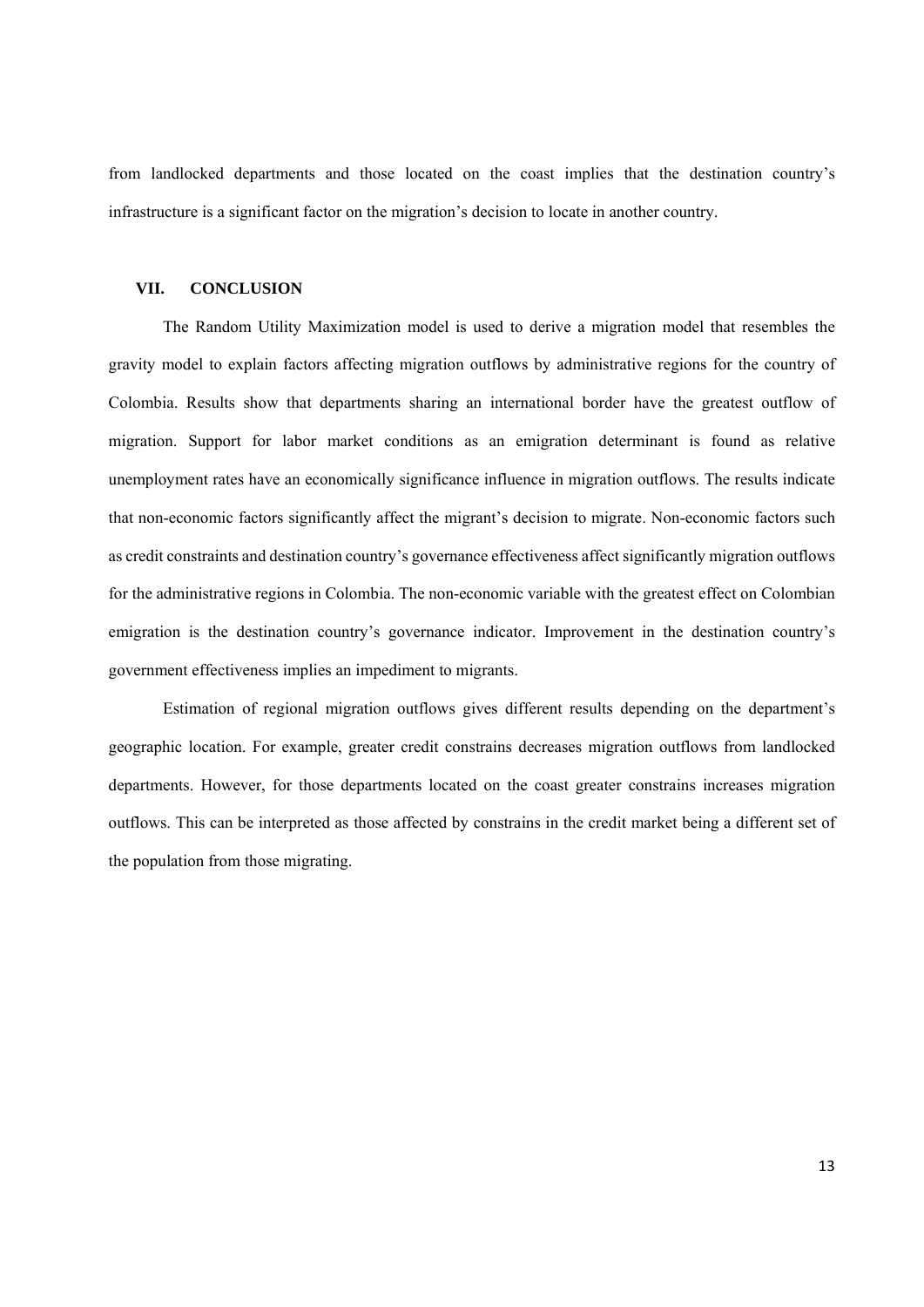from landlocked departments and those located on the coast implies that the destination country's infrastructure is a significant factor on the migration's decision to locate in another country.

## VII. CONCLUSION

The Random Utility Maximization model is used to derive a migration model that resembles the gravity model to explain factors affecting migration outflows by administrative regions for the country of Colombia. Results show that departments sharing an international border have the greatest outflow of migration. Support for labor market conditions as an emigration determinant is found as relative unemployment rates have an economically significance influence in migration outflows. The results indicate that non-economic factors significantly affect the migrant's decision to migrate. Non-economic factors such as credit constraints and destination country's governance effectiveness affect significantly migration outflows for the administrative regions in Colombia. The non-economic variable with the greatest effect on Colombian emigration is the destination country's governance indicator. Improvement in the destination country's government effectiveness implies an impediment to migrants.

Estimation of regional migration outflows gives different results depending on the department's geographic location. For example, greater credit constrains decreases migration outflows from landlocked departments. However, for those departments located on the coast greater constrains increases migration outflows. This can be interpreted as those affected by constrains in the credit market being a different set of the population from those migrating.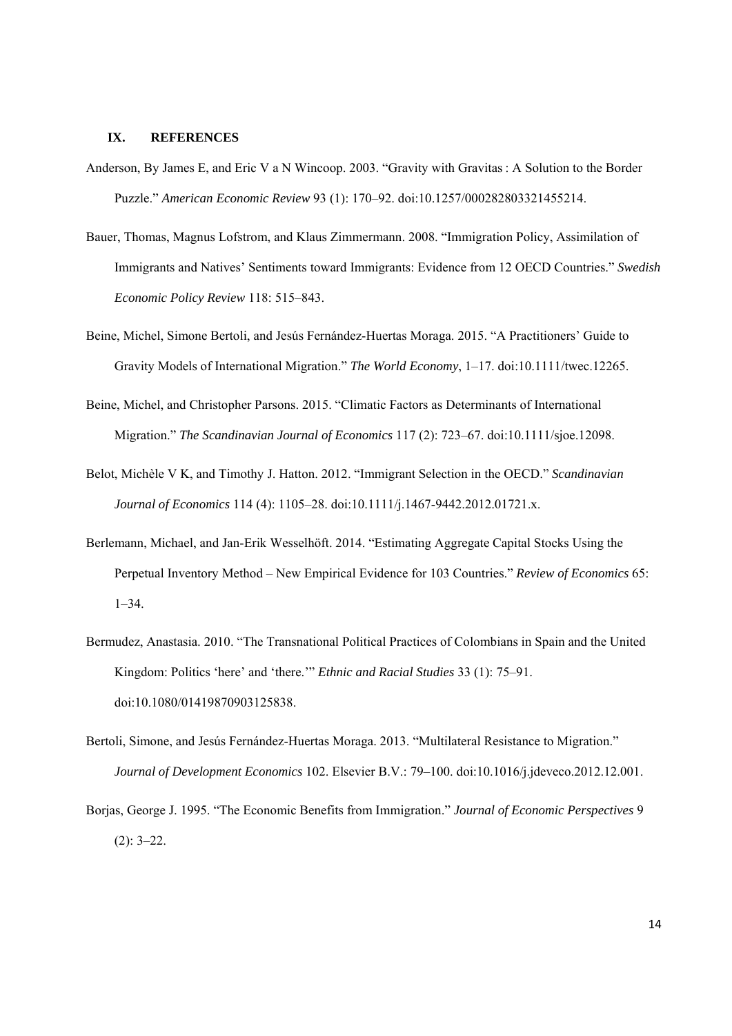## IX. REFERENCES

Anderson, By James E, and Eric V a N Wincoop. 2003. "Gravity with Gravitas : A Solution to the Border Puzzle." *American Economic Review* 93 (1): 170–92. doi:10.1257/000282803321455214.

Bauer, Thomas, Magnus Lofstrom, and Klaus Zimmermann. 2008. "Immigration Policy, Assimilation of Immigrants and Natives' Sentiments toward Immigrants: Evidence from 12 OECD Countries." *Swedish Economic Policy Review* 118: 515–843.

Beine, Michel, Simone Bertoli, and Jesús Fernández-Huertas Moraga. 2015. "A Practitioners' Guide to Gravity Models of International Migration." *The World Economy*, 1–17. doi:10.1111/twec.12265.

Beine, Michel, and Christopher Parsons. 2015. "Climatic Factors as Determinants of International Migration." *The Scandinavian Journal of Economics* 117 (2): 723–67. doi:10.1111/sjoe.12098.

Belot, Michèle V K, and Timothy J. Hatton. 2012. "Immigrant Selection in the OECD." *Scandinavian Journal of Economics* 114 (4): 1105–28. doi:10.1111/j.1467-9442.2012.01721.x.

Berlemann, Michael, and Jan-Erik Wesselhöft. 2014. "Estimating Aggregate Capital Stocks Using the Perpetual Inventory Method – New Empirical Evidence for 103 Countries." *Review of Economics* 65: 1–34.

Bermudez, Anastasia. 2010. "The Transnational Political Practices of Colombians in Spain and the United Kingdom: Politics 'here' and 'there.'" *Ethnic and Racial Studies* 33 (1): 75–91. doi:10.1080/01419870903125838.

Bertoli, Simone, and Jesús Fernández-Huertas Moraga. 2013. "Multilateral Resistance to Migration." *Journal of Development Economics* 102. Elsevier B.V.: 79–100. doi:10.1016/j.jdeveco.2012.12.001.

Borjas, George J. 1995. "The Economic Benefits from Immigration." *Journal of Economic Perspectives* 9 (2): 3–22.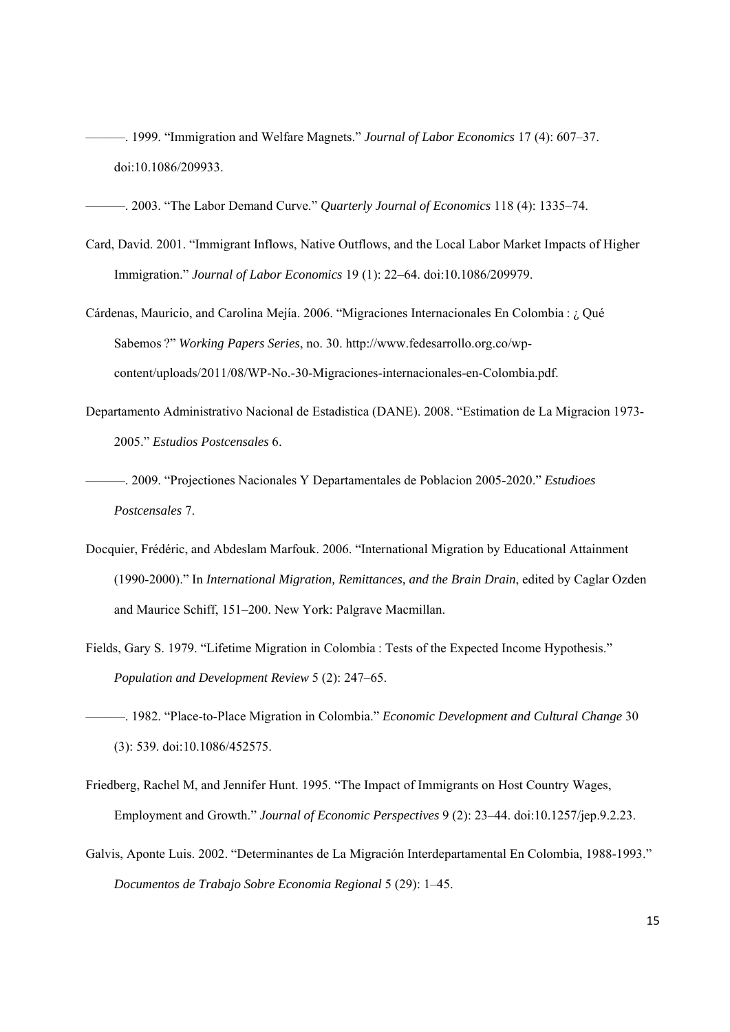———. 1999. “Immigration and Welfare Magnets.” *Journal of Labor Economics* 17 (4): 607–37. doi:10.1086/209933.

———. 2003. “The Labor Demand Curve.” *Quarterly Journal of Economics* 118 (4): 1335–74.

Card, David. 2001. “Immigrant Inflows, Native Outflows, and the Local Labor Market Impacts of Higher Immigration.” *Journal of Labor Economics* 19 (1): 22–64. doi:10.1086/209979.

Cárdenas, Mauricio, and Carolina Mejía. 2006. “Migraciones Internacionales En Colombia : ¿ Qué Sabemos ?” *Working Papers Series*, no. 30. http://www.fedesarrollo.org.co/wp-content/uploads/2011/08/WP-No.-30-Migraciones-internacionales-en-Colombia.pdf.

Departamento Administrativo Nacional de Estadistica (DANE). 2008. “Estimation de La Migracion 1973-2005.” *Estudios Postcensales* 6.

———. 2009. “Projectiones Nacionales Y Departamentales de Poblacion 2005-2020.” *Estudioes Postcensales* 7.

Docquier, Frédéric, and Abdeslam Marfouk. 2006. “International Migration by Educational Attainment (1990-2000).” In *International Migration, Remittances, and the Brain Drain*, edited by Caglar Ozden and Maurice Schiff, 151–200. New York: Palgrave Macmillan.

Fields, Gary S. 1979. “Lifetime Migration in Colombia : Tests of the Expected Income Hypothesis.” *Population and Development Review* 5 (2): 247–65.

———. 1982. “Place-to-Place Migration in Colombia.” *Economic Development and Cultural Change* 30 (3): 539. doi:10.1086/452575.

Friedberg, Rachel M, and Jennifer Hunt. 1995. “The Impact of Immigrants on Host Country Wages, Employment and Growth.” *Journal of Economic Perspectives* 9 (2): 23–44. doi:10.1257/jep.9.2.23.

Galvis, Aponte Luis. 2002. “Determinantes de La Migración Interdepartamental En Colombia, 1988-1993.” *Documentos de Trabajo Sobre Economia Regional* 5 (29): 1–45.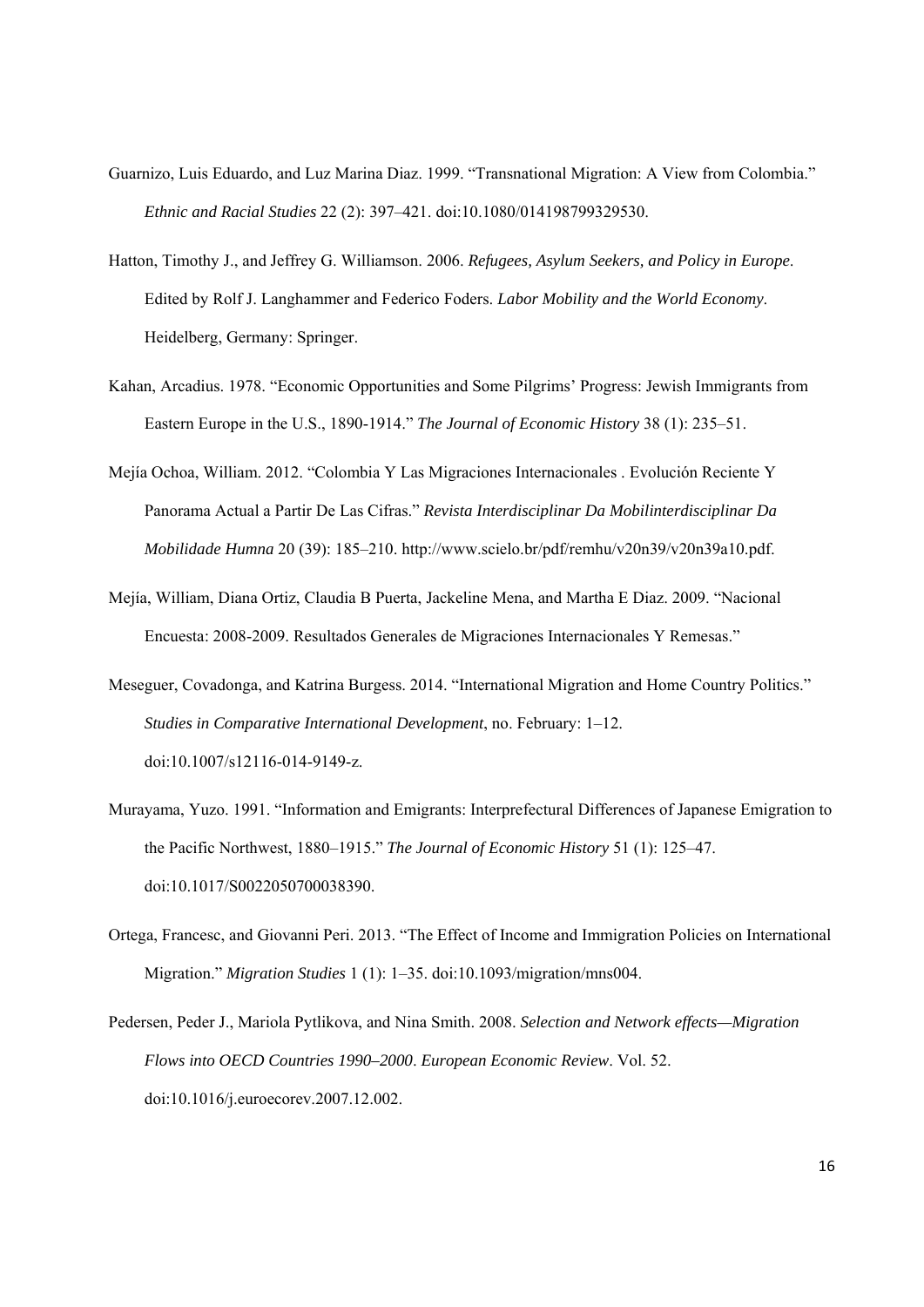Guarnizo, Luis Eduardo, and Luz Marina Diaz. 1999. "Transnational Migration: A View from Colombia." *Ethnic and Racial Studies* 22 (2): 397–421. doi:10.1080/014198799329530.

Hatton, Timothy J., and Jeffrey G. Williamson. 2006. *Refugees, Asylum Seekers, and Policy in Europe*. Edited by Rolf J. Langhammer and Federico Foders. *Labor Mobility and the World Economy*. Heidelberg, Germany: Springer.

Kahan, Arcadius. 1978. "Economic Opportunities and Some Pilgrims' Progress: Jewish Immigrants from Eastern Europe in the U.S., 1890-1914." *The Journal of Economic History* 38 (1): 235–51.

Mejía Ochoa, William. 2012. "Colombia Y Las Migraciones Internacionales . Evolución Reciente Y Panorama Actual a Partir De Las Cifras." *Revista Interdisciplinar Da Mobilinterdisciplinar Da Mobilidade Humna* 20 (39): 185–210. http://www.scielo.br/pdf/remhu/v20n39/v20n39a10.pdf.

Mejía, William, Diana Ortiz, Claudia B Puerta, Jackeline Mena, and Martha E Diaz. 2009. "Nacional Encuesta: 2008-2009. Resultados Generales de Migraciones Internacionales Y Remesas."

Meseguer, Covadonga, and Katrina Burgess. 2014. "International Migration and Home Country Politics." *Studies in Comparative International Development*, no. February: 1–12. doi:10.1007/s12116-014-9149-z.

Murayama, Yuzo. 1991. "Information and Emigrants: Interprefectural Differences of Japanese Emigration to the Pacific Northwest, 1880–1915." *The Journal of Economic History* 51 (1): 125–47. doi:10.1017/S0022050700038390.

Ortega, Francesc, and Giovanni Peri. 2013. "The Effect of Income and Immigration Policies on International Migration." *Migration Studies* 1 (1): 1–35. doi:10.1093/migration/mns004.

Pedersen, Peder J., Mariola Pytlikova, and Nina Smith. 2008. *Selection and Network effects—Migration Flows into OECD Countries 1990–2000*. *European Economic Review*. Vol. 52. doi:10.1016/j.euroecorev.2007.12.002.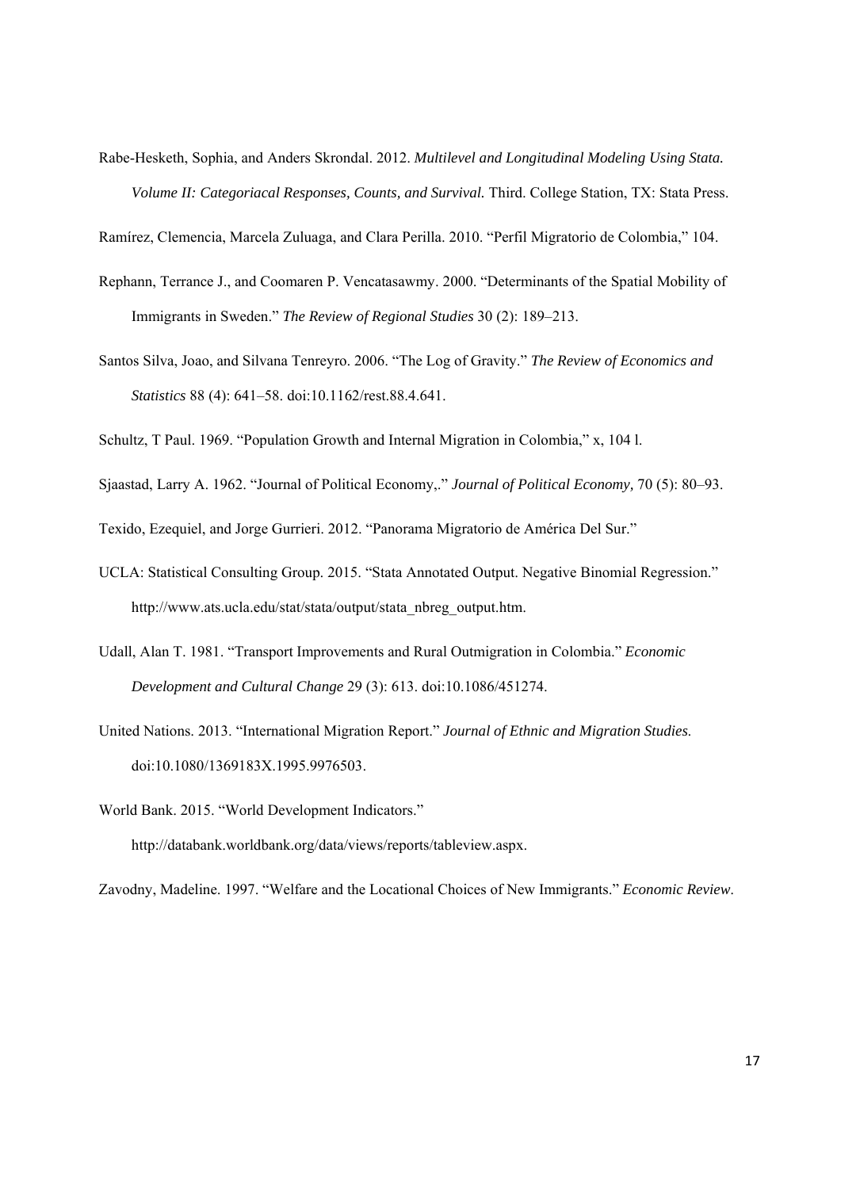Rabe-Hesketh, Sophia, and Anders Skrondal. 2012. *Multilevel and Longitudinal Modeling Using Stata. Volume II: Categoriacal Responses, Counts, and Survival.* Third. College Station, TX: Stata Press.

Ramírez, Clemencia, Marcela Zuluaga, and Clara Perilla. 2010. "Perfil Migratorio de Colombia," 104.

Rephann, Terrance J., and Coomaren P. Vencatasawmy. 2000. "Determinants of the Spatial Mobility of Immigrants in Sweden." *The Review of Regional Studies* 30 (2): 189–213.

Santos Silva, Joao, and Silvana Tenreyro. 2006. "The Log of Gravity." *The Review of Economics and Statistics* 88 (4): 641–58. doi:10.1162/rest.88.4.641.

Schultz, T Paul. 1969. "Population Growth and Internal Migration in Colombia," x, 104 l.

Sjaastad, Larry A. 1962. "Journal of Political Economy,." *Journal of Political Economy,* 70 (5): 80–93.

Texido, Ezequiel, and Jorge Gurrieri. 2012. "Panorama Migratorio de América Del Sur."

UCLA: Statistical Consulting Group. 2015. "Stata Annotated Output. Negative Binomial Regression." http://www.ats.ucla.edu/stat/stata/output/stata_nbreg_output.htm.

Udall, Alan T. 1981. "Transport Improvements and Rural Outmigration in Colombia." *Economic Development and Cultural Change* 29 (3): 613. doi:10.1086/451274.

United Nations. 2013. "International Migration Report." *Journal of Ethnic and Migration Studies.* doi:10.1080/1369183X.1995.9976503.

World Bank. 2015. "World Development Indicators." http://databank.worldbank.org/data/views/reports/tableview.aspx.

Zavodny, Madeline. 1997. "Welfare and the Locational Choices of New Immigrants." *Economic Review*.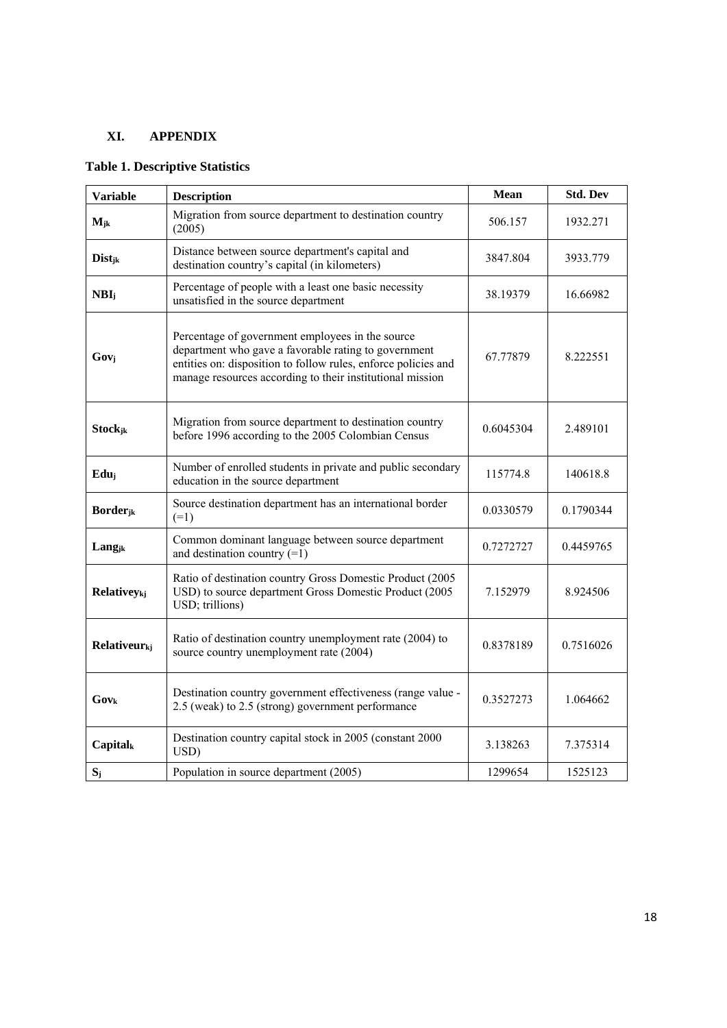## XI. APPENDIX

### Table 1. Descriptive Statistics

| Variable | Description | Mean | Std. Dev |
|---|---|---|---|
| $M_{jk}$ | Migration from source department to destination country (2005) | 506.157 | 1932.271 |
| $Dist_{jk}$ | Distance between source department's capital and destination country's capital (in kilometers) | 3847.804 | 3933.779 |
| $NBI_j$ | Percentage of people with a least one basic necessity unsatisfied in the source department | 38.19379 | 16.66982 |
| $Gov_j$ | Percentage of government employees in the source department who gave a favorable rating to government entities on: disposition to follow rules, enforce policies and manage resources according to their institutional mission | 67.77879 | 8.222551 |
| $Stock_{jk}$ | Migration from source department to destination country before 1996 according to the 2005 Colombian Census | 0.6045304 | 2.489101 |
| $Edu_j$ | Number of enrolled students in private and public secondary education in the source department | 115774.8 | 140618.8 |
| $Border_{jk}$ | Source destination department has an international border (=1) | 0.0330579 | 0.1790344 |
| $Lang_{jk}$ | Common dominant language between source department and destination country (=1) | 0.7272727 | 0.4459765 |
| $Relativey_{kj}$ | Ratio of destination country Gross Domestic Product (2005 USD) to source department Gross Domestic Product (2005 USD; trillions) | 7.152979 | 8.924506 |
| $Relativeur_{kj}$ | Ratio of destination country unemployment rate (2004) to source country unemployment rate (2004) | 0.8378189 | 0.7516026 |
| $Gov_k$ | Destination country government effectiveness (range value -2.5 (weak) to 2.5 (strong) government performance | 0.3527273 | 1.064662 |
| $Capital_k$ | Destination country capital stock in 2005 (constant 2000 USD) | 3.138263 | 7.375314 |
| $S_j$ | Population in source department (2005) | 1299654 | 1525123 |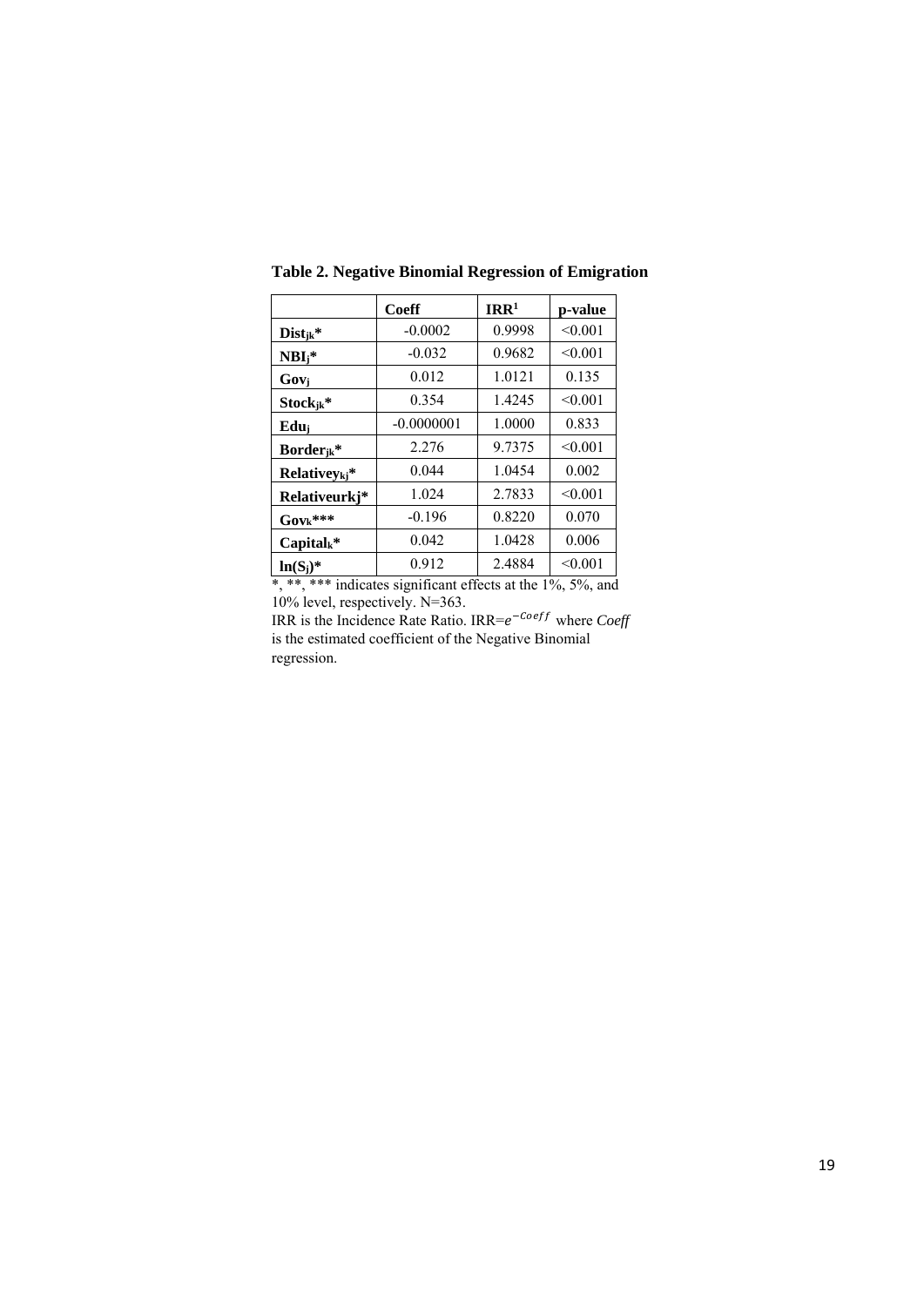**Table 2. Negative Binomial Regression of Emigration**

| | Coeff | IRR[1] | p-value |
|---|---|---|---|
| $Dist_{jk}$* | -0.0002 | 0.9998 | <0.001 |
| $NBI_j$* | -0.032 | 0.9682 | <0.001 |
| $Gov_j$ | 0.012 | 1.0121 | 0.135 |
| $Stock_{jk}$* | 0.354 | 1.4245 | <0.001 |
| $Edu_j$ | -0.0000001 | 1.0000 | 0.833 |
| $Border_{jk}$* | 2.276 | 9.7375 | <0.001 |
| $Relativey_{kj}$* | 0.044 | 1.0454 | 0.002 |
| Relativeurkj* | 1.024 | 2.7833 | <0.001 |
| $Gov_k$*** | -0.196 | 0.8220 | 0.070 |
| $Capital_k$* | 0.042 | 1.0428 | 0.006 |
| $ln(S_j)$* | 0.912 | 2.4884 | <0.001 |

*, **, *** indicates significant effects at the 1%, 5%, and 10% level, respectively. N=363.

IRR is the Incidence Rate Ratio. IRR=$e^{-Coeff}$ where *Coeff* is the estimated coefficient of the Negative Binomial regression.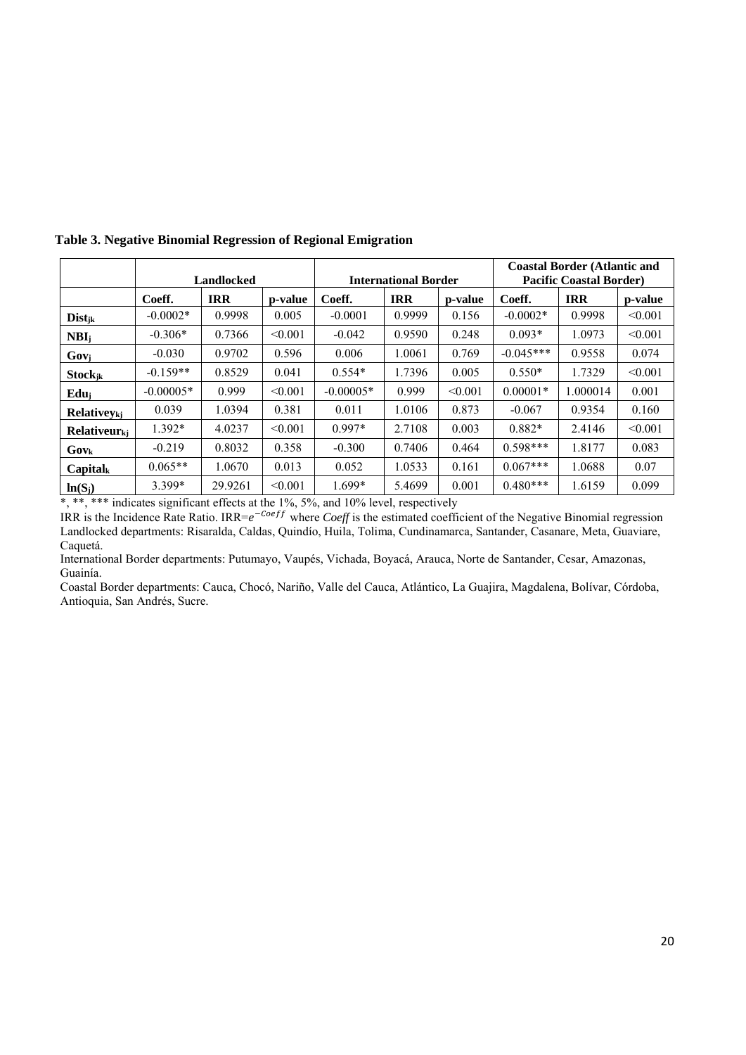**Table 3. Negative Binomial Regression of Regional Emigration**

| | Landlocked | | | International Border | | | Coastal Border (Atlantic and Pacific Coastal Border) | | |
|---|---|---|---|---|---|---|---|---|---|
| | Coeff. | IRR | p-value | Coeff. | IRR | p-value | Coeff. | IRR | p-value |
| $Dist_{jk}$ | -0.0002* | 0.9998 | 0.005 | -0.0001 | 0.9999 | 0.156 | -0.0002* | 0.9998 | <0.001 |
| $NBI_j$ | -0.306* | 0.7366 | <0.001 | -0.042 | 0.9590 | 0.248 | 0.093* | 1.0973 | <0.001 |
| $Gov_j$ | -0.030 | 0.9702 | 0.596 | 0.006 | 1.0061 | 0.769 | -0.045*** | 0.9558 | 0.074 |
| $Stock_{jk}$ | -0.159** | 0.8529 | 0.041 | 0.554* | 1.7396 | 0.005 | 0.550* | 1.7329 | <0.001 |
| $Edu_j$ | -0.00005* | 0.999 | <0.001 | -0.00005* | 0.999 | <0.001 | 0.00001* | 1.000014 | 0.001 |
| $Relativey_{kj}$ | 0.039 | 1.0394 | 0.381 | 0.011 | 1.0106 | 0.873 | -0.067 | 0.9354 | 0.160 |
| $Relativeur_{kj}$ | 1.392* | 4.0237 | <0.001 | 0.997* | 2.7108 | 0.003 | 0.882* | 2.4146 | <0.001 |
| $Gov_k$ | -0.219 | 0.8032 | 0.358 | -0.300 | 0.7406 | 0.464 | 0.598*** | 1.8177 | 0.083 |
| $Capital_k$ | 0.065** | 1.0670 | 0.013 | 0.052 | 1.0533 | 0.161 | 0.067*** | 1.0688 | 0.07 |
| $\ln(S_j)$ | 3.399* | 29.9261 | <0.001 | 1.699* | 5.4699 | 0.001 | 0.480*** | 1.6159 | 0.099 |

*, **, *** indicates significant effects at the 1%, 5%, and 10% level, respectively

IRR is the Incidence Rate Ratio. IRR=$e^{-Coeff}$ where *Coeff* is the estimated coefficient of the Negative Binomial regression

Landlocked departments: Risaralda, Caldas, Quindío, Huila, Tolima, Cundinamarca, Santander, Casanare, Meta, Guaviare, Caquetá.

International Border departments: Putumayo, Vaupés, Vichada, Boyacá, Arauca, Norte de Santander, Cesar, Amazonas, Guainía.

Coastal Border departments: Cauca, Chocó, Nariño, Valle del Cauca, Atlántico, La Guajira, Magdalena, Bolívar, Córdoba, Antioquia, San Andrés, Sucre.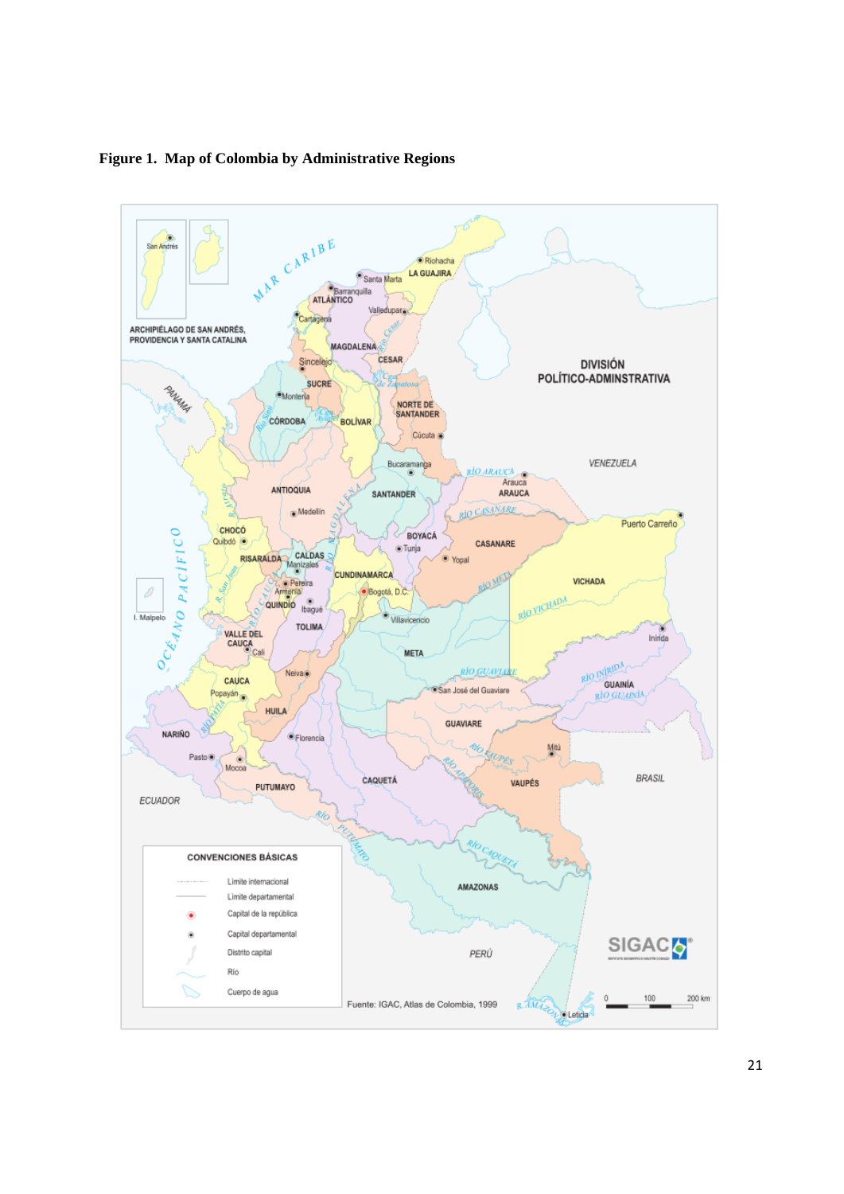**Figure 1. Map of Colombia by Administrative Regions**

ARCHIPIÉLAGO DE SAN ANDRÉS, PROVIDENCIA Y SANTA CATALINA

DIVISIÓN POLÍTICO-ADMINSTRATIVA

CONVENCIONES BÁSICAS

Límite internacional

Límite departamental

Capital de la república

Capital departamental

Distrito capital

Río

Cuerpo de agua

Fuente: IGAC, Atlas de Colombia, 1999

0 100 200 km

SIGAC